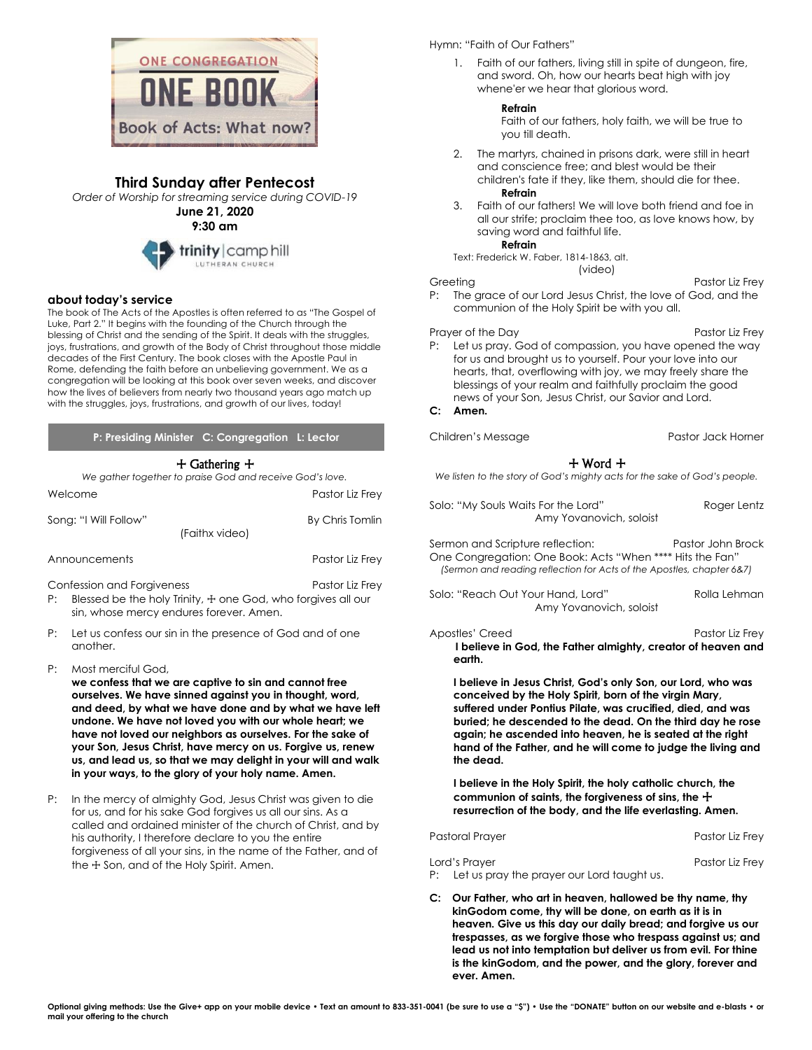ONE CONGREGATION

ONE BOOK

Book of Acts: What now?

# Third Sunday after Pentecost

*Order of Worship for streaming service during COVID-19*

**June 21, 2020**

**9:30 am**

trinity | camp hill LUTHERAN CHURCH

## about today's service

The book of The Acts of the Apostles is often referred to as "The Gospel of Luke, Part 2." It begins with the founding of the Church through the blessing of Christ and the sending of the Spirit. It deals with the struggles, joys, frustrations, and growth of the Body of Christ throughout those middle decades of the First Century. The book closes with the Apostle Paul in Rome, defending the faith before an unbelieving government. We as a congregation will be looking at this book over seven weeks, and discover how the lives of believers from nearly two thousand years ago match up with the struggles, joys, frustrations, and growth of our lives, today!

**P: Presiding Minister C: Congregation L: Lector**

## ☩ Gathering ☩

*We gather together to praise God and receive God's love.*

Welcome — Pastor Liz Frey

Song: "I Will Follow" — By Chris Tomlin
(Faithx video)

Announcements — Pastor Liz Frey

Confession and Forgiveness — Pastor Liz Frey

P: Blessed be the holy Trinity, ☩ one God, who forgives all our sin, whose mercy endures forever. Amen.

P: Let us confess our sin in the presence of God and of one another.

P: Most merciful God,
**we confess that we are captive to sin and cannot free ourselves. We have sinned against you in thought, word, and deed, by what we have done and by what we have left undone. We have not loved you with our whole heart; we have not loved our neighbors as ourselves. For the sake of your Son, Jesus Christ, have mercy on us. Forgive us, renew us, and lead us, so that we may delight in your will and walk in your ways, to the glory of your holy name. Amen.**

P: In the mercy of almighty God, Jesus Christ was given to die for us, and for his sake God forgives us all our sins. As a called and ordained minister of the church of Christ, and by his authority, I therefore declare to you the entire forgiveness of all your sins, in the name of the Father, and of the ☩ Son, and of the Holy Spirit. Amen.

Hymn: "Faith of Our Fathers"

1. Faith of our fathers, living still in spite of dungeon, fire, and sword. Oh, how our hearts beat high with joy whene'er we hear that glorious word.

   **Refrain**
   Faith of our fathers, holy faith, we will be true to you till death.

2. The martyrs, chained in prisons dark, were still in heart and conscience free; and blest would be their children's fate if they, like them, should die for thee.
   **Refrain**
3. Faith of our fathers! We will love both friend and foe in all our strife; proclaim thee too, as love knows how, by saving word and faithful life.
   **Refrain**

Text: Frederick W. Faber, 1814-1863, alt.
(video)

Greeting — Pastor Liz Frey

P: The grace of our Lord Jesus Christ, the love of God, and the communion of the Holy Spirit be with you all.

Prayer of the Day — Pastor Liz Frey

P: Let us pray. God of compassion, you have opened the way for us and brought us to yourself. Pour your love into our hearts, that, overflowing with joy, we may freely share the blessings of your realm and faithfully proclaim the good news of your Son, Jesus Christ, our Savior and Lord.

**C: Amen.**

Children's Message — Pastor Jack Horner

## ☩ Word ☩

*We listen to the story of God's mighty acts for the sake of God's people.*

Solo: "My Souls Waits For the Lord" — Roger Lentz
Amy Yovanovich, soloist

Sermon and Scripture reflection: — Pastor John Brock
One Congregation: One Book: Acts "When **** Hits the Fan"
*(Sermon and reading reflection for Acts of the Apostles, chapter 6&7)*

Solo: "Reach Out Your Hand, Lord" — Rolla Lehman
Amy Yovanovich, soloist

Apostles' Creed — Pastor Liz Frey

**I believe in God, the Father almighty, creator of heaven and earth.**

**I believe in Jesus Christ, God's only Son, our Lord, who was conceived by the Holy Spirit, born of the virgin Mary, suffered under Pontius Pilate, was crucified, died, and was buried; he descended to the dead. On the third day he rose again; he ascended into heaven, he is seated at the right hand of the Father, and he will come to judge the living and the dead.**

**I believe in the Holy Spirit, the holy catholic church, the communion of saints, the forgiveness of sins, the ☩ resurrection of the body, and the life everlasting. Amen.**

Pastoral Prayer — Pastor Liz Frey

Lord's Prayer — Pastor Liz Frey

P: Let us pray the prayer our Lord taught us.

**C: Our Father, who art in heaven, hallowed be thy name, thy kinGodom come, thy will be done, on earth as it is in heaven. Give us this day our daily bread; and forgive us our trespasses, as we forgive those who trespass against us; and lead us not into temptation but deliver us from evil. For thine is the kinGodom, and the power, and the glory, forever and ever. Amen.**

**Optional giving methods: Use the Give+ app on your mobile device • Text an amount to 833-351-0041 (be sure to use a "$") • Use the "DONATE" button on our website and e-blasts • or mail your offering to the church**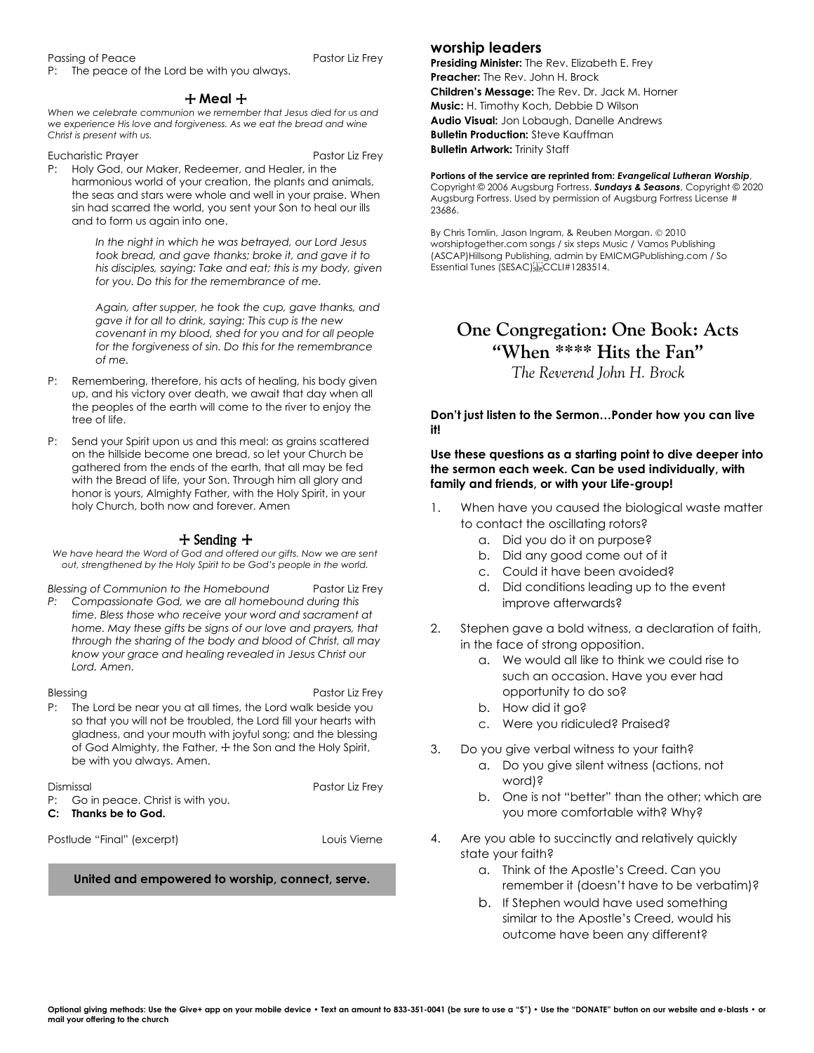Passing of Peace — Pastor Liz Frey

P: The peace of the Lord be with you always.

## ☩ Meal ☩

*When we celebrate communion we remember that Jesus died for us and we experience His love and forgiveness. As we eat the bread and wine Christ is present with us.*

Eucharistic Prayer — Pastor Liz Frey

P: Holy God, our Maker, Redeemer, and Healer, in the harmonious world of your creation, the plants and animals, the seas and stars were whole and well in your praise. When sin had scarred the world, you sent your Son to heal our ills and to form us again into one.

> *In the night in which he was betrayed, our Lord Jesus took bread, and gave thanks; broke it, and gave it to his disciples, saying: Take and eat; this is my body, given for you. Do this for the remembrance of me.*
>
> *Again, after supper, he took the cup, gave thanks, and gave it for all to drink, saying: This cup is the new covenant in my blood, shed for you and for all people for the forgiveness of sin. Do this for the remembrance of me.*

P: Remembering, therefore, his acts of healing, his body given up, and his victory over death, we await that day when all the peoples of the earth will come to the river to enjoy the tree of life.

P: Send your Spirit upon us and this meal: as grains scattered on the hillside become one bread, so let your Church be gathered from the ends of the earth, that all may be fed with the Bread of life, your Son. Through him all glory and honor is yours, Almighty Father, with the Holy Spirit, in your holy Church, both now and forever. Amen

## ☩ Sending ☩

*We have heard the Word of God and offered our gifts. Now we are sent out, strengthened by the Holy Spirit to be God's people in the world.*

*Blessing of Communion to the Homebound* — Pastor Liz Frey

*P: Compassionate God, we are all homebound during this time. Bless those who receive your word and sacrament at home. May these gifts be signs of our love and prayers, that through the sharing of the body and blood of Christ, all may know your grace and healing revealed in Jesus Christ our Lord. Amen.*

Blessing — Pastor Liz Frey

P: The Lord be near you at all times, the Lord walk beside you so that you will not be troubled, the Lord fill your hearts with gladness, and your mouth with joyful song; and the blessing of God Almighty, the Father, ☩ the Son and the Holy Spirit, be with you always. Amen.

Dismissal — Pastor Liz Frey

P: Go in peace. Christ is with you.

**C: Thanks be to God.**

Postlude "Final" (excerpt) — Louis Vierne

**United and empowered to worship, connect, serve.**

## worship leaders

**Presiding Minister:** The Rev. Elizabeth E. Frey
**Preacher:** The Rev. John H. Brock
**Children's Message:** The Rev. Dr. Jack M. Horner
**Music:** H. Timothy Koch, Debbie D Wilson
**Audio Visual:** Jon Lobaugh, Danelle Andrews
**Bulletin Production:** Steve Kauffman
**Bulletin Artwork:** Trinity Staff

**Portions of the service are reprinted from:** ***Evangelical Lutheran Worship***, Copyright © 2006 Augsburg Fortress. ***Sundays & Seasons***, Copyright © 2020 Augsburg Fortress. Used by permission of Augsburg Fortress License # 23686.

By Chris Tomlin, Jason Ingram, & Reuben Morgan. © 2010 worshiptogether.com songs / six steps Music / Vamos Publishing (ASCAP)Hillsong Publishing, admin by EMICMGPublishing.com / So Essential Tunes (SESAC) CCLI#1283514.

# One Congregation: One Book: Acts "When **** Hits the Fan"

*The Reverend John H. Brock*

**Don't just listen to the Sermon…Ponder how you can live it!**

**Use these questions as a starting point to dive deeper into the sermon each week. Can be used individually, with family and friends, or with your Life-group!**

1. When have you caused the biological waste matter to contact the oscillating rotors?
   a. Did you do it on purpose?
   b. Did any good come out of it
   c. Could it have been avoided?
   d. Did conditions leading up to the event improve afterwards?
2. Stephen gave a bold witness, a declaration of faith, in the face of strong opposition.
   a. We would all like to think we could rise to such an occasion. Have you ever had opportunity to do so?
   b. How did it go?
   c. Were you ridiculed? Praised?
3. Do you give verbal witness to your faith?
   a. Do you give silent witness (actions, not word)?
   b. One is not "better" than the other; which are you more comfortable with? Why?
4. Are you able to succinctly and relatively quickly state your faith?
   a. Think of the Apostle's Creed. Can you remember it (doesn't have to be verbatim)?
   b. If Stephen would have used something similar to the Apostle's Creed, would his outcome have been any different?

**Optional giving methods: Use the Give+ app on your mobile device • Text an amount to 833-351-0041 (be sure to use a "$") • Use the "DONATE" button on our website and e-blasts • or mail your offering to the church**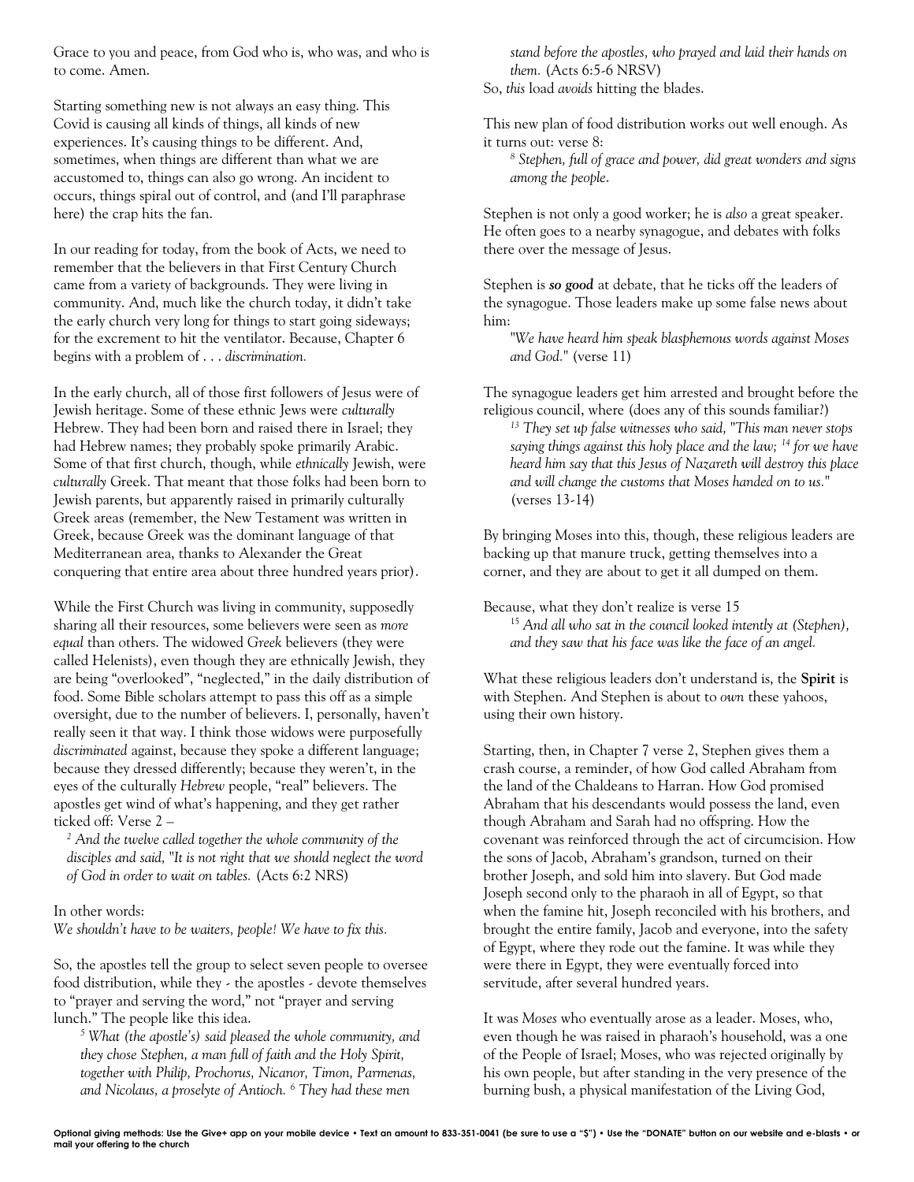Grace to you and peace, from God who is, who was, and who is to come. Amen.

Starting something new is not always an easy thing. This Covid is causing all kinds of things, all kinds of new experiences. It's causing things to be different. And, sometimes, when things are different than what we are accustomed to, things can also go wrong. An incident to occurs, things spiral out of control, and (and I'll paraphrase here) the crap hits the fan.

In our reading for today, from the book of Acts, we need to remember that the believers in that First Century Church came from a variety of backgrounds. They were living in community. And, much like the church today, it didn't take the early church very long for things to start going sideways; for the excrement to hit the ventilator. Because, Chapter 6 begins with a problem of . . . *discrimination.*

In the early church, all of those first followers of Jesus were of Jewish heritage. Some of these ethnic Jews were *culturally* Hebrew. They had been born and raised there in Israel; they had Hebrew names; they probably spoke primarily Arabic. Some of that first church, though, while *ethnically* Jewish, were *culturally* Greek. That meant that those folks had been born to Jewish parents, but apparently raised in primarily culturally Greek areas (remember, the New Testament was written in Greek, because Greek was the dominant language of that Mediterranean area, thanks to Alexander the Great conquering that entire area about three hundred years prior).

While the First Church was living in community, supposedly sharing all their resources, some believers were seen as *more equal* than others. The widowed *Greek* believers (they were called Helenists), even though they are ethnically Jewish, they are being "overlooked", "neglected," in the daily distribution of food. Some Bible scholars attempt to pass this off as a simple oversight, due to the number of believers. I, personally, haven't really seen it that way. I think those widows were purposefully *discriminated* against, because they spoke a different language; because they dressed differently; because they weren't, in the eyes of the culturally *Hebrew* people, "real" believers. The apostles get wind of what's happening, and they get rather ticked off: Verse 2 –

> [2] *And the twelve called together the whole community of the disciples and said, "It is not right that we should neglect the word of God in order to wait on tables.* (Acts 6:2 NRS)

In other words:
*We shouldn't have to be waiters, people! We have to fix this.*

So, the apostles tell the group to select seven people to oversee food distribution, while they - the apostles - devote themselves to "prayer and serving the word," not "prayer and serving lunch." The people like this idea.

> [5] *What (the apostle's) said pleased the whole community, and they chose Stephen, a man full of faith and the Holy Spirit, together with Philip, Prochorus, Nicanor, Timon, Parmenas, and Nicolaus, a proselyte of Antioch.* [6] *They had these men stand before the apostles, who prayed and laid their hands on them.* (Acts 6:5-6 NRSV)

So, *this* load *avoids* hitting the blades.

This new plan of food distribution works out well enough. As it turns out: verse 8:

> [8] *Stephen, full of grace and power, did great wonders and signs among the people.*

Stephen is not only a good worker; he is *also* a great speaker. He often goes to a nearby synagogue, and debates with folks there over the message of Jesus.

Stephen is ***so good*** at debate, that he ticks off the leaders of the synagogue. Those leaders make up some false news about him:

> *"We have heard him speak blasphemous words against Moses and God."* (verse 11)

The synagogue leaders get him arrested and brought before the religious council, where (does any of this sounds familiar?)

> [13] *They set up false witnesses who said, "This man never stops saying things against this holy place and the law;* [14] *for we have heard him say that this Jesus of Nazareth will destroy this place and will change the customs that Moses handed on to us."* (verses 13-14)

By bringing Moses into this, though, these religious leaders are backing up that manure truck, getting themselves into a corner, and they are about to get it all dumped on them.

Because, what they don't realize is verse 15

> [15] *And all who sat in the council looked intently at (Stephen), and they saw that his face was like the face of an angel.*

What these religious leaders don't understand is, the **Spirit** is with Stephen. And Stephen is about to *own* these yahoos, using their own history.

Starting, then, in Chapter 7 verse 2, Stephen gives them a crash course, a reminder, of how God called Abraham from the land of the Chaldeans to Harran. How God promised Abraham that his descendants would possess the land, even though Abraham and Sarah had no offspring. How the covenant was reinforced through the act of circumcision. How the sons of Jacob, Abraham's grandson, turned on their brother Joseph, and sold him into slavery. But God made Joseph second only to the pharaoh in all of Egypt, so that when the famine hit, Joseph reconciled with his brothers, and brought the entire family, Jacob and everyone, into the safety of Egypt, where they rode out the famine. It was while they were there in Egypt, they were eventually forced into servitude, after several hundred years.

It was *Moses* who eventually arose as a leader. Moses, who, even though he was raised in pharaoh's household, was a one of the People of Israel; Moses, who was rejected originally by his own people, but after standing in the very presence of the burning bush, a physical manifestation of the Living God,

**Optional giving methods: Use the Give+ app on your mobile device • Text an amount to 833-351-0041 (be sure to use a "$") • Use the "DONATE" button on our website and e-blasts • or mail your offering to the church**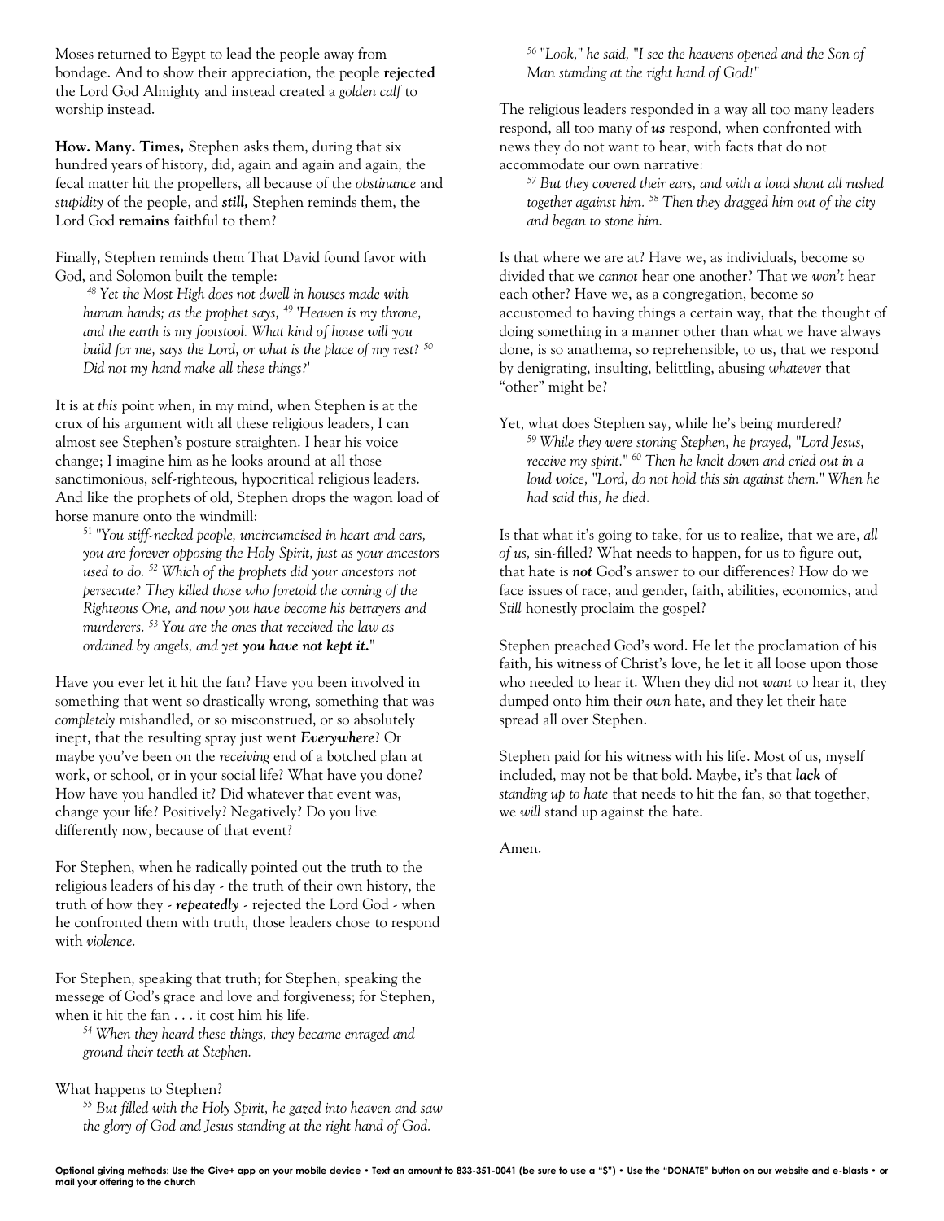Moses returned to Egypt to lead the people away from bondage. And to show their appreciation, the people **rejected** the Lord God Almighty and instead created a *golden calf* to worship instead.

**How. Many. Times,** Stephen asks them, during that six hundred years of history, did, again and again and again, the fecal matter hit the propellers, all because of the *obstinance* and *stupidity* of the people, and ***still,*** Stephen reminds them, the Lord God **remains** faithful to them?

Finally, Stephen reminds them That David found favor with God, and Solomon built the temple:

> *[48] Yet the Most High does not dwell in houses made with human hands; as the prophet says, [49] 'Heaven is my throne, and the earth is my footstool. What kind of house will you build for me, says the Lord, or what is the place of my rest? [50] Did not my hand make all these things?'*

It is at *this* point when, in my mind, when Stephen is at the crux of his argument with all these religious leaders, I can almost see Stephen's posture straighten. I hear his voice change; I imagine him as he looks around at all those sanctimonious, self-righteous, hypocritical religious leaders. And like the prophets of old, Stephen drops the wagon load of horse manure onto the windmill:

> *[51] "You stiff-necked people, uncircumcised in heart and ears, you are forever opposing the Holy Spirit, just as your ancestors used to do. [52] Which of the prophets did your ancestors not persecute? They killed those who foretold the coming of the Righteous One, and now you have become his betrayers and murderers. [53] You are the ones that received the law as ordained by angels, and yet **you have not kept it.**"*

Have you ever let it hit the fan? Have you been involved in something that went so drastically wrong, something that was *completely* mishandled, or so misconstrued, or so absolutely inept, that the resulting spray just went ***Everywhere***? Or maybe you've been on the *receiving* end of a botched plan at work, or school, or in your social life? What have you done? How have you handled it? Did whatever that event was, change your life? Positively? Negatively? Do you live differently now, because of that event?

For Stephen, when he radically pointed out the truth to the religious leaders of his day - the truth of their own history, the truth of how they - ***repeatedly*** - rejected the Lord God - when he confronted them with truth, those leaders chose to respond with *violence.*

For Stephen, speaking that truth; for Stephen, speaking the messege of God's grace and love and forgiveness; for Stephen, when it hit the fan . . . it cost him his life.

> *[54] When they heard these things, they became enraged and ground their teeth at Stephen.*

What happens to Stephen?

> *[55] But filled with the Holy Spirit, he gazed into heaven and saw the glory of God and Jesus standing at the right hand of God. [56] "Look," he said, "I see the heavens opened and the Son of Man standing at the right hand of God!"*

The religious leaders responded in a way all too many leaders respond, all too many of ***us*** respond, when confronted with news they do not want to hear, with facts that do not accommodate our own narrative:

> *[57] But they covered their ears, and with a loud shout all rushed together against him. [58] Then they dragged him out of the city and began to stone him.*

Is that where we are at? Have we, as individuals, become so divided that we *cannot* hear one another? That we *won't* hear each other? Have we, as a congregation, become *so* accustomed to having things a certain way, that the thought of doing something in a manner other than what we have always done, is so anathema, so reprehensible, to us, that we respond by denigrating, insulting, belittling, abusing *whatever* that "other" might be?

Yet, what does Stephen say, while he's being murdered?

> *[59] While they were stoning Stephen, he prayed, "Lord Jesus, receive my spirit." [60] Then he knelt down and cried out in a loud voice, "Lord, do not hold this sin against them." When he had said this, he died.*

Is that what it's going to take, for us to realize, that we are, *all of us,* sin-filled? What needs to happen, for us to figure out, that hate is ***not*** God's answer to our differences? How do we face issues of race, and gender, faith, abilities, economics, and *Still* honestly proclaim the gospel?

Stephen preached God's word. He let the proclamation of his faith, his witness of Christ's love, he let it all loose upon those who needed to hear it. When they did not *want* to hear it, they dumped onto him their *own* hate, and they let their hate spread all over Stephen.

Stephen paid for his witness with his life. Most of us, myself included, may not be that bold. Maybe, it's that ***lack*** of *standing up to hate* that needs to hit the fan, so that together, we *will* stand up against the hate.

Amen.

**Optional giving methods: Use the Give+ app on your mobile device • Text an amount to 833-351-0041 (be sure to use a "$") • Use the "DONATE" button on our website and e-blasts • or mail your offering to the church**